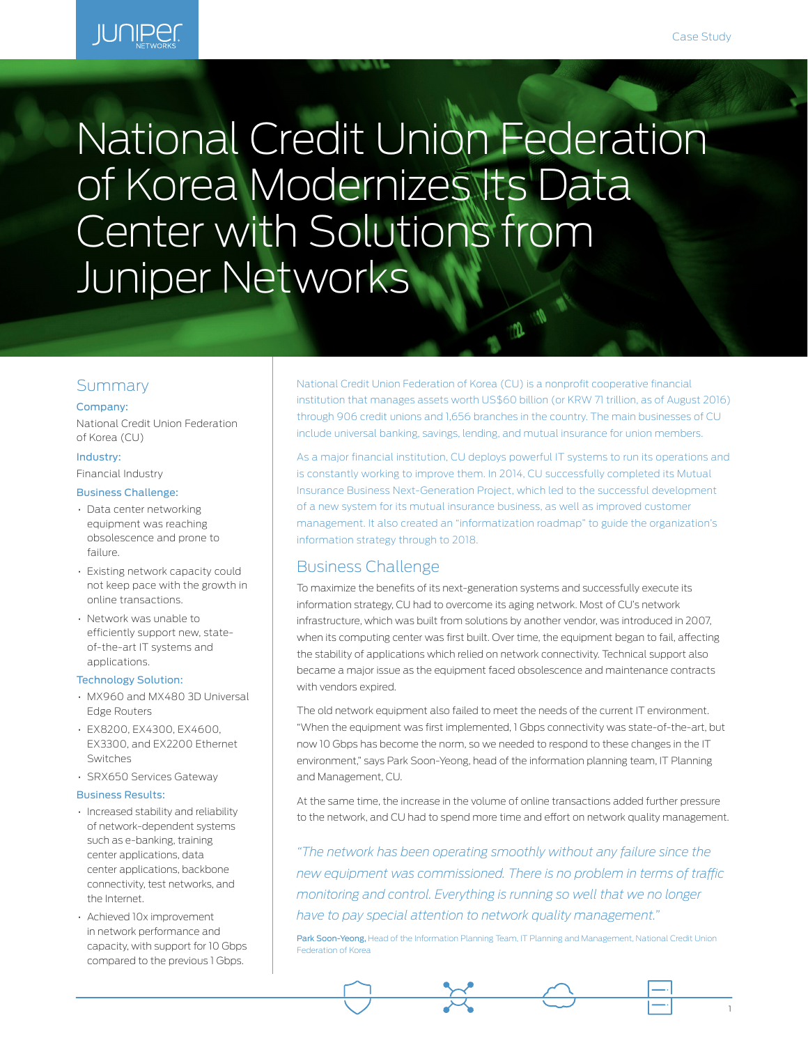# National Credit Union Federation of Korea Modernizes Its Data Center with Solutions from Juniper Networks

## Summary

**Company:**

National Credit Union Federation of Korea (CU)

**Industry:**

Financial Industry

**Business Challenge:**

- Data center networking equipment was reaching obsolescence and prone to failure.
- Existing network capacity could not keep pace with the growth in online transactions.
- Network was unable to efficiently support new, state-of-the-art IT systems and applications.

**Technology Solution:**

- MX960 and MX480 3D Universal Edge Routers
- EX8200, EX4300, EX4600, EX3300, and EX2200 Ethernet Switches
- SRX650 Services Gateway

**Business Results:**

- Increased stability and reliability of network-dependent systems such as e-banking, training center applications, data center applications, backbone connectivity, test networks, and the Internet.
- Achieved 10x improvement in network performance and capacity, with support for 10 Gbps compared to the previous 1 Gbps.

National Credit Union Federation of Korea (CU) is a nonprofit cooperative financial institution that manages assets worth US$60 billion (or KRW 71 trillion, as of August 2016) through 906 credit unions and 1,656 branches in the country. The main businesses of CU include universal banking, savings, lending, and mutual insurance for union members.

As a major financial institution, CU deploys powerful IT systems to run its operations and is constantly working to improve them. In 2014, CU successfully completed its Mutual Insurance Business Next-Generation Project, which led to the successful development of a new system for its mutual insurance business, as well as improved customer management. It also created an "informatization roadmap" to guide the organization's information strategy through to 2018.

## Business Challenge

To maximize the benefits of its next-generation systems and successfully execute its information strategy, CU had to overcome its aging network. Most of CU's network infrastructure, which was built from solutions by another vendor, was introduced in 2007, when its computing center was first built. Over time, the equipment began to fail, affecting the stability of applications which relied on network connectivity. Technical support also became a major issue as the equipment faced obsolescence and maintenance contracts with vendors expired.

The old network equipment also failed to meet the needs of the current IT environment. "When the equipment was first implemented, 1 Gbps connectivity was state-of-the-art, but now 10 Gbps has become the norm, so we needed to respond to these changes in the IT environment," says Park Soon-Yeong, head of the information planning team, IT Planning and Management, CU.

At the same time, the increase in the volume of online transactions added further pressure to the network, and CU had to spend more time and effort on network quality management.

*"The network has been operating smoothly without any failure since the new equipment was commissioned. There is no problem in terms of traffic monitoring and control. Everything is running so well that we no longer have to pay special attention to network quality management."*

Park Soon-Yeong, Head of the Information Planning Team, IT Planning and Management, National Credit Union Federation of Korea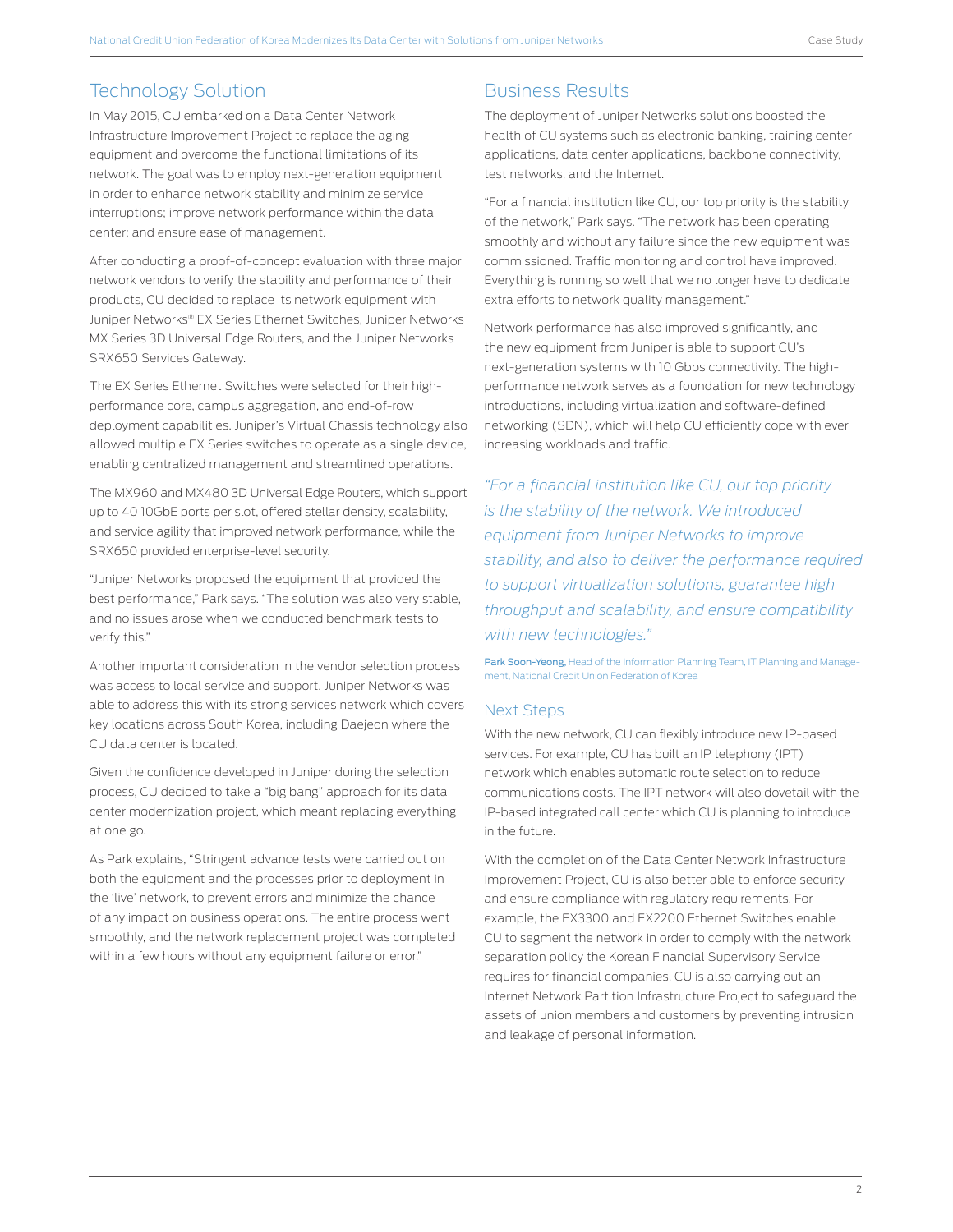## Technology Solution

In May 2015, CU embarked on a Data Center Network Infrastructure Improvement Project to replace the aging equipment and overcome the functional limitations of its network. The goal was to employ next-generation equipment in order to enhance network stability and minimize service interruptions; improve network performance within the data center; and ensure ease of management.

After conducting a proof-of-concept evaluation with three major network vendors to verify the stability and performance of their products, CU decided to replace its network equipment with Juniper Networks® EX Series Ethernet Switches, Juniper Networks MX Series 3D Universal Edge Routers, and the Juniper Networks SRX650 Services Gateway.

The EX Series Ethernet Switches were selected for their high-performance core, campus aggregation, and end-of-row deployment capabilities. Juniper's Virtual Chassis technology also allowed multiple EX Series switches to operate as a single device, enabling centralized management and streamlined operations.

The MX960 and MX480 3D Universal Edge Routers, which support up to 40 10GbE ports per slot, offered stellar density, scalability, and service agility that improved network performance, while the SRX650 provided enterprise-level security.

"Juniper Networks proposed the equipment that provided the best performance," Park says. "The solution was also very stable, and no issues arose when we conducted benchmark tests to verify this."

Another important consideration in the vendor selection process was access to local service and support. Juniper Networks was able to address this with its strong services network which covers key locations across South Korea, including Daejeon where the CU data center is located.

Given the confidence developed in Juniper during the selection process, CU decided to take a "big bang" approach for its data center modernization project, which meant replacing everything at one go.

As Park explains, "Stringent advance tests were carried out on both the equipment and the processes prior to deployment in the 'live' network, to prevent errors and minimize the chance of any impact on business operations. The entire process went smoothly, and the network replacement project was completed within a few hours without any equipment failure or error."

## Business Results

The deployment of Juniper Networks solutions boosted the health of CU systems such as electronic banking, training center applications, data center applications, backbone connectivity, test networks, and the Internet.

"For a financial institution like CU, our top priority is the stability of the network," Park says. "The network has been operating smoothly and without any failure since the new equipment was commissioned. Traffic monitoring and control have improved. Everything is running so well that we no longer have to dedicate extra efforts to network quality management."

Network performance has also improved significantly, and the new equipment from Juniper is able to support CU's next-generation systems with 10 Gbps connectivity. The high-performance network serves as a foundation for new technology introductions, including virtualization and software-defined networking (SDN), which will help CU efficiently cope with ever increasing workloads and traffic.

*"For a financial institution like CU, our top priority is the stability of the network. We introduced equipment from Juniper Networks to improve stability, and also to deliver the performance required to support virtualization solutions, guarantee high throughput and scalability, and ensure compatibility with new technologies."*

**Park Soon-Yeong,** Head of the Information Planning Team, IT Planning and Management, National Credit Union Federation of Korea

### Next Steps

With the new network, CU can flexibly introduce new IP-based services. For example, CU has built an IP telephony (IPT) network which enables automatic route selection to reduce communications costs. The IPT network will also dovetail with the IP-based integrated call center which CU is planning to introduce in the future.

With the completion of the Data Center Network Infrastructure Improvement Project, CU is also better able to enforce security and ensure compliance with regulatory requirements. For example, the EX3300 and EX2200 Ethernet Switches enable CU to segment the network in order to comply with the network separation policy the Korean Financial Supervisory Service requires for financial companies. CU is also carrying out an Internet Network Partition Infrastructure Project to safeguard the assets of union members and customers by preventing intrusion and leakage of personal information.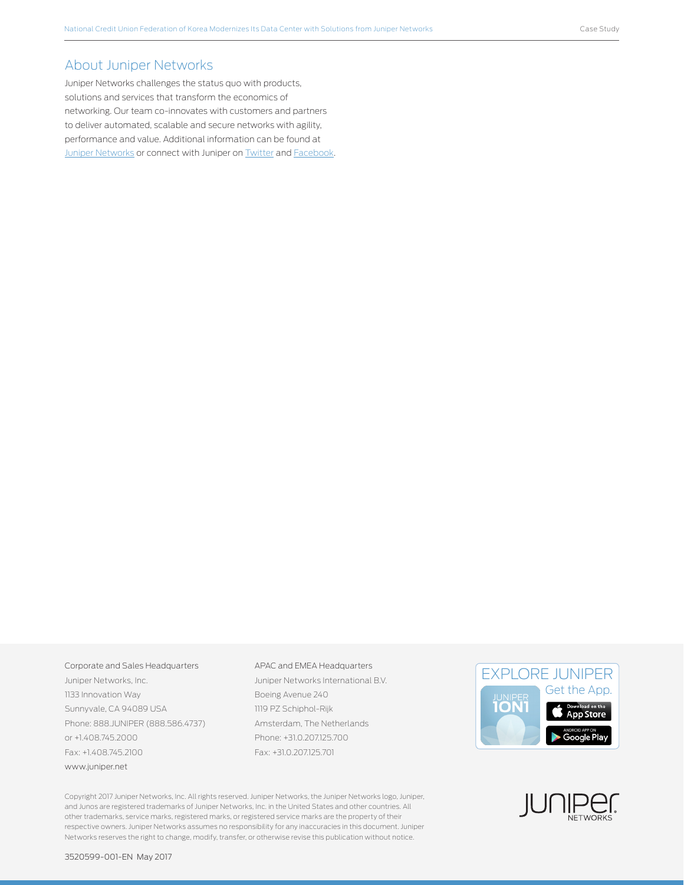## About Juniper Networks

Juniper Networks challenges the status quo with products, solutions and services that transform the economics of networking. Our team co-innovates with customers and partners to deliver automated, scalable and secure networks with agility, performance and value. Additional information can be found at Juniper Networks or connect with Juniper on Twitter and Facebook.

Corporate and Sales Headquarters
Juniper Networks, Inc.
1133 Innovation Way
Sunnyvale, CA 94089 USA
Phone: 888.JUNIPER (888.586.4737)
or +1.408.745.2000
Fax: +1.408.745.2100
www.juniper.net

APAC and EMEA Headquarters
Juniper Networks International B.V.
Boeing Avenue 240
1119 PZ Schiphol-Rijk
Amsterdam, The Netherlands
Phone: +31.0.207.125.700
Fax: +31.0.207.125.701

EXPLORE JUNIPER
Get the App.

Copyright 2017 Juniper Networks, Inc. All rights reserved. Juniper Networks, the Juniper Networks logo, Juniper, and Junos are registered trademarks of Juniper Networks, Inc. in the United States and other countries. All other trademarks, service marks, registered marks, or registered service marks are the property of their respective owners. Juniper Networks assumes no responsibility for any inaccuracies in this document. Juniper Networks reserves the right to change, modify, transfer, or otherwise revise this publication without notice.

3520599-001-EN May 2017